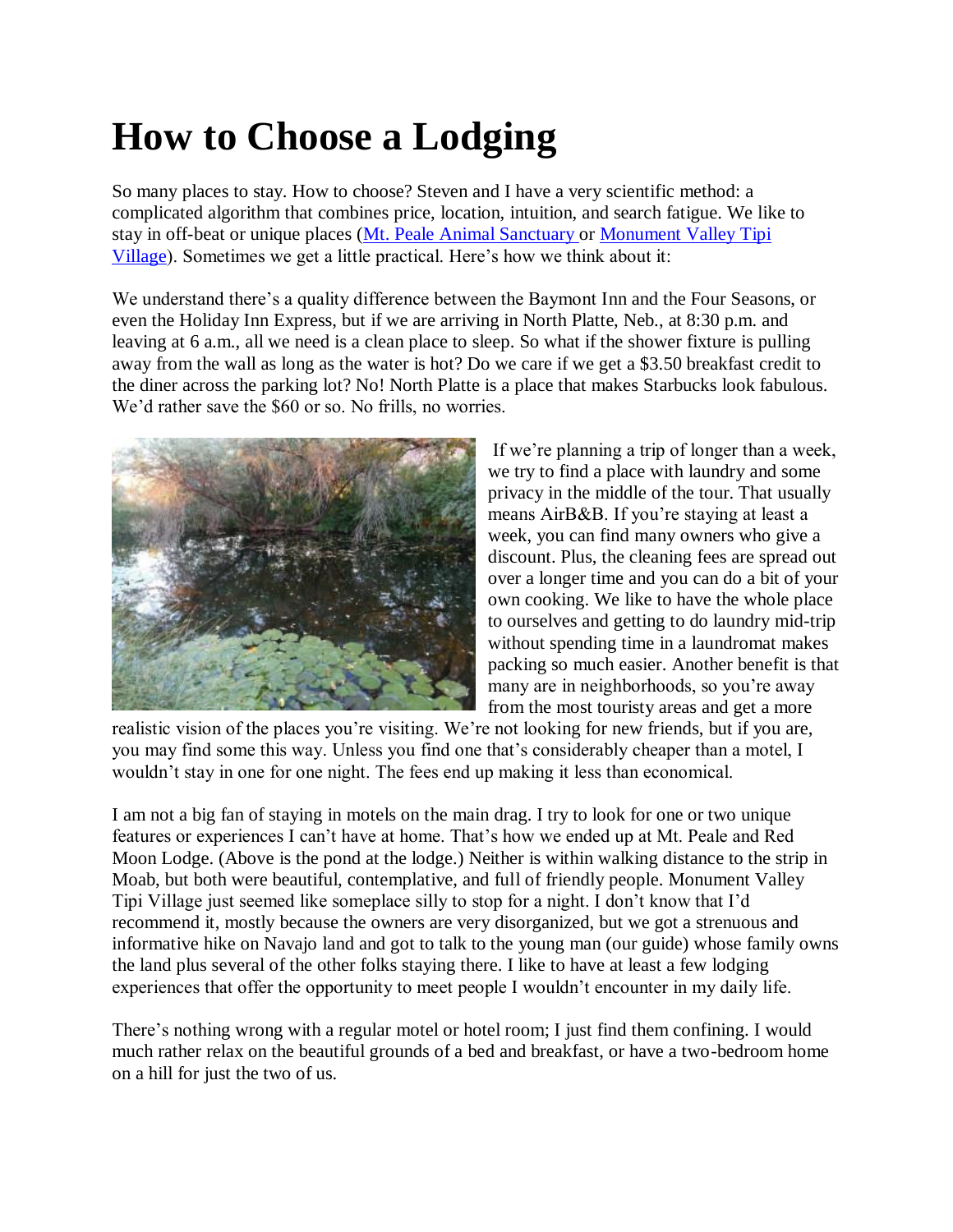# How to Choose a Lodging

So many places to stay. How to choose? Steven and I have a very scientific method: a complicated algorithm that combines price, location, intuition, and search fatigue. We like to stay in off-beat or unique places (Mt. Peale Animal Sanctuary or Monument Valley Tipi Village). Sometimes we get a little practical. Here's how we think about it:

We understand there's a quality difference between the Baymont Inn and the Four Seasons, or even the Holiday Inn Express, but if we are arriving in North Platte, Neb., at 8:30 p.m. and leaving at 6 a.m., all we need is a clean place to sleep. So what if the shower fixture is pulling away from the wall as long as the water is hot? Do we care if we get a $3.50 breakfast credit to the diner across the parking lot? No! North Platte is a place that makes Starbucks look fabulous. We'd rather save the $60 or so. No frills, no worries.

If we're planning a trip of longer than a week, we try to find a place with laundry and some privacy in the middle of the tour. That usually means AirB&B. If you're staying at least a week, you can find many owners who give a discount. Plus, the cleaning fees are spread out over a longer time and you can do a bit of your own cooking. We like to have the whole place to ourselves and getting to do laundry mid-trip without spending time in a laundromat makes packing so much easier. Another benefit is that many are in neighborhoods, so you're away from the most touristy areas and get a more realistic vision of the places you're visiting. We're not looking for new friends, but if you are, you may find some this way. Unless you find one that's considerably cheaper than a motel, I wouldn't stay in one for one night. The fees end up making it less than economical.

I am not a big fan of staying in motels on the main drag. I try to look for one or two unique features or experiences I can't have at home. That's how we ended up at Mt. Peale and Red Moon Lodge. (Above is the pond at the lodge.) Neither is within walking distance to the strip in Moab, but both were beautiful, contemplative, and full of friendly people. Monument Valley Tipi Village just seemed like someplace silly to stop for a night. I don't know that I'd recommend it, mostly because the owners are very disorganized, but we got a strenuous and informative hike on Navajo land and got to talk to the young man (our guide) whose family owns the land plus several of the other folks staying there. I like to have at least a few lodging experiences that offer the opportunity to meet people I wouldn't encounter in my daily life.

There's nothing wrong with a regular motel or hotel room; I just find them confining. I would much rather relax on the beautiful grounds of a bed and breakfast, or have a two-bedroom home on a hill for just the two of us.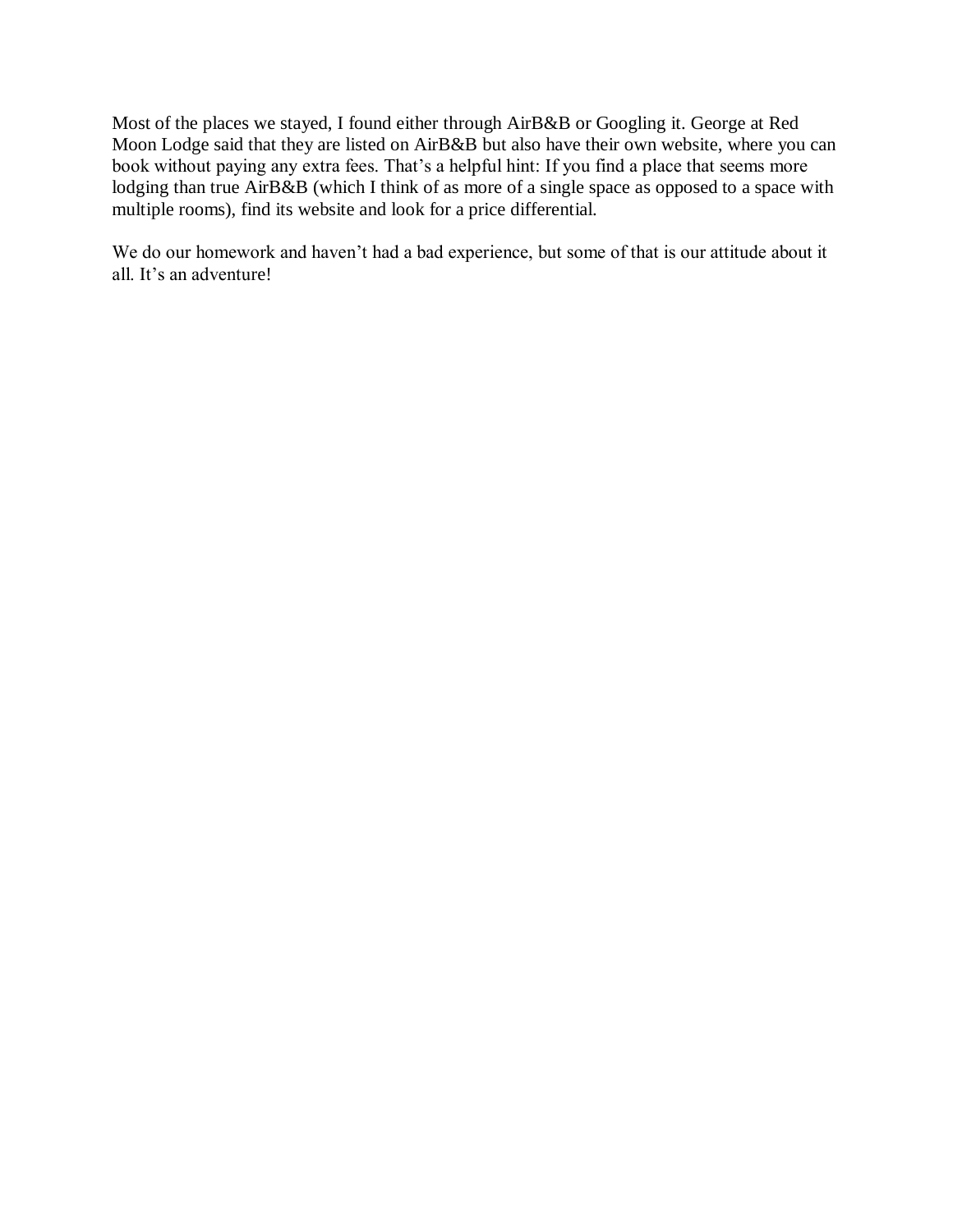Most of the places we stayed, I found either through AirB&B or Googling it. George at Red Moon Lodge said that they are listed on AirB&B but also have their own website, where you can book without paying any extra fees. That's a helpful hint: If you find a place that seems more lodging than true AirB&B (which I think of as more of a single space as opposed to a space with multiple rooms), find its website and look for a price differential.

We do our homework and haven't had a bad experience, but some of that is our attitude about it all. It's an adventure!